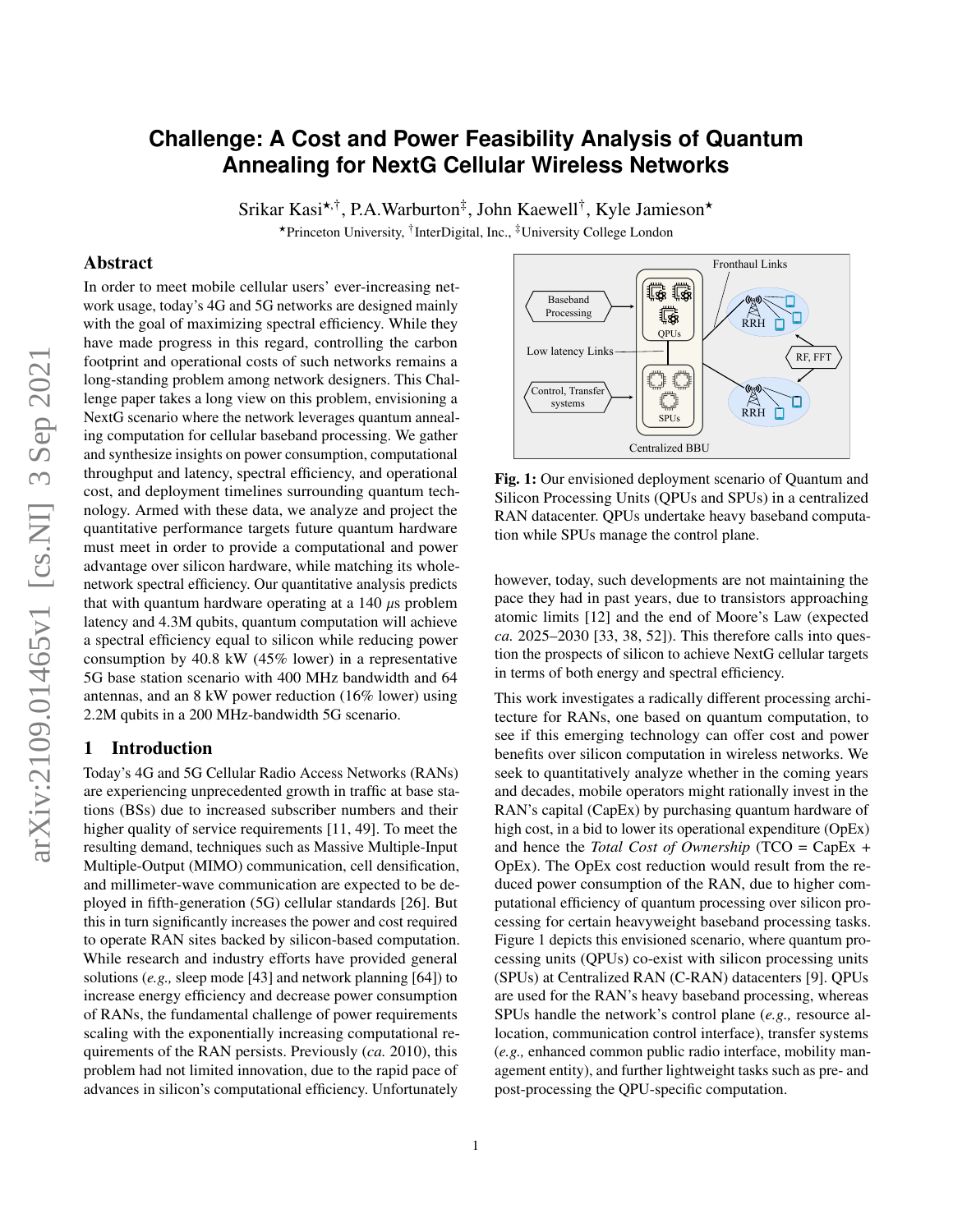# Challenge: A Cost and Power Feasibility Analysis of Quantum Annealing for NextG Cellular Wireless Networks

Srikar Kasi[⋆,†], P.A.Warburton[‡], John Kaewell[†], Kyle Jamieson[⋆]

[⋆]Princeton University, [†]InterDigital, Inc., [‡]University College London

## Abstract

In order to meet mobile cellular users' ever-increasing network usage, today's 4G and 5G networks are designed mainly with the goal of maximizing spectral efficiency. While they have made progress in this regard, controlling the carbon footprint and operational costs of such networks remains a long-standing problem among network designers. This Challenge paper takes a long view on this problem, envisioning a NextG scenario where the network leverages quantum annealing computation for cellular baseband processing. We gather and synthesize insights on power consumption, computational throughput and latency, spectral efficiency, and operational cost, and deployment timelines surrounding quantum technology. Armed with these data, we analyze and project the quantitative performance targets future quantum hardware must meet in order to provide a computational and power advantage over silicon hardware, while matching its whole-network spectral efficiency. Our quantitative analysis predicts that with quantum hardware operating at a 140 $\mu$s problem latency and 4.3M qubits, quantum computation will achieve a spectral efficiency equal to silicon while reducing power consumption by 40.8 kW (45% lower) in a representative 5G base station scenario with 400 MHz bandwidth and 64 antennas, and an 8 kW power reduction (16% lower) using 2.2M qubits in a 200 MHz-bandwidth 5G scenario.

## 1 Introduction

Today's 4G and 5G Cellular Radio Access Networks (RANs) are experiencing unprecedented growth in traffic at base stations (BSs) due to increased subscriber numbers and their higher quality of service requirements [11, 49]. To meet the resulting demand, techniques such as Massive Multiple-Input Multiple-Output (MIMO) communication, cell densification, and millimeter-wave communication are expected to be deployed in fifth-generation (5G) cellular standards [26]. But this in turn significantly increases the power and cost required to operate RAN sites backed by silicon-based computation. While research and industry efforts have provided general solutions (*e.g.,* sleep mode [43] and network planning [64]) to increase energy efficiency and decrease power consumption of RANs, the fundamental challenge of power requirements scaling with the exponentially increasing computational requirements of the RAN persists. Previously (*ca.* 2010), this problem had not limited innovation, due to the rapid pace of advances in silicon's computational efficiency. Unfortunately however, today, such developments are not maintaining the pace they had in past years, due to transistors approaching atomic limits [12] and the end of Moore's Law (expected *ca.* 2025–2030 [33, 38, 52]). This therefore calls into question the prospects of silicon to achieve NextG cellular targets in terms of both energy and spectral efficiency.

**Fig. 1:** Our envisioned deployment scenario of Quantum and Silicon Processing Units (QPUs and SPUs) in a centralized RAN datacenter. QPUs undertake heavy baseband computation while SPUs manage the control plane.

This work investigates a radically different processing architecture for RANs, one based on quantum computation, to see if this emerging technology can offer cost and power benefits over silicon computation in wireless networks. We seek to quantitatively analyze whether in the coming years and decades, mobile operators might rationally invest in the RAN's capital (CapEx) by purchasing quantum hardware of high cost, in a bid to lower its operational expenditure (OpEx) and hence the *Total Cost of Ownership* (TCO = CapEx + OpEx). The OpEx cost reduction would result from the reduced power consumption of the RAN, due to higher computational efficiency of quantum processing over silicon processing for certain heavyweight baseband processing tasks. Figure 1 depicts this envisioned scenario, where quantum processing units (QPUs) co-exist with silicon processing units (SPUs) at Centralized RAN (C-RAN) datacenters [9]. QPUs are used for the RAN's heavy baseband processing, whereas SPUs handle the network's control plane (*e.g.,* resource allocation, communication control interface), transfer systems (*e.g.,* enhanced common public radio interface, mobility management entity), and further lightweight tasks such as pre- and post-processing the QPU-specific computation.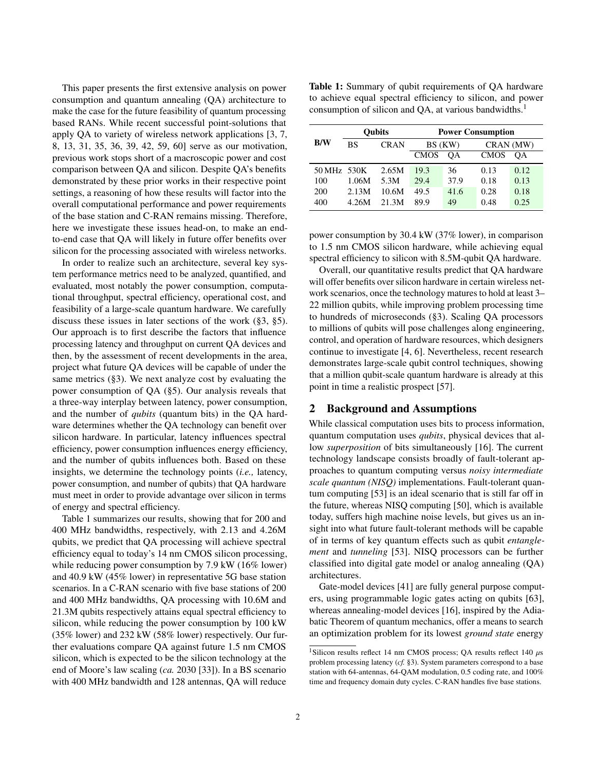This paper presents the first extensive analysis on power consumption and quantum annealing (QA) architecture to make the case for the future feasibility of quantum processing based RANs. While recent successful point-solutions that apply QA to variety of wireless network applications [3, 7, 8, 13, 31, 35, 36, 39, 42, 59, 60] serve as our motivation, previous work stops short of a macroscopic power and cost comparison between QA and silicon. Despite QA's benefits demonstrated by these prior works in their respective point settings, a reasoning of how these results will factor into the overall computational performance and power requirements of the base station and C-RAN remains missing. Therefore, here we investigate these issues head-on, to make an end-to-end case that QA will likely in future offer benefits over silicon for the processing associated with wireless networks.

In order to realize such an architecture, several key system performance metrics need to be analyzed, quantified, and evaluated, most notably the power consumption, computational throughput, spectral efficiency, operational cost, and feasibility of a large-scale quantum hardware. We carefully discuss these issues in later sections of the work (§3, §5). Our approach is to first describe the factors that influence processing latency and throughput on current QA devices and then, by the assessment of recent developments in the area, project what future QA devices will be capable of under the same metrics (§3). We next analyze cost by evaluating the power consumption of QA (§5). Our analysis reveals that a three-way interplay between latency, power consumption, and the number of *qubits* (quantum bits) in the QA hardware determines whether the QA technology can benefit over silicon hardware. In particular, latency influences spectral efficiency, power consumption influences energy efficiency, and the number of qubits influences both. Based on these insights, we determine the technology points (*i.e.,* latency, power consumption, and number of qubits) that QA hardware must meet in order to provide advantage over silicon in terms of energy and spectral efficiency.

Table 1 summarizes our results, showing that for 200 and 400 MHz bandwidths, respectively, with 2.13 and 4.26M qubits, we predict that QA processing will achieve spectral efficiency equal to today's 14 nm CMOS silicon processing, while reducing power consumption by 7.9 kW (16% lower) and 40.9 kW (45% lower) in representative 5G base station scenarios. In a C-RAN scenario with five base stations of 200 and 400 MHz bandwidths, QA processing with 10.6M and 21.3M qubits respectively attains equal spectral efficiency to silicon, while reducing the power consumption by 100 kW (35% lower) and 232 kW (58% lower) respectively. Our further evaluations compare QA against future 1.5 nm CMOS silicon, which is expected to be the silicon technology at the end of Moore's law scaling (*ca.* 2030 [33]). In a BS scenario with 400 MHz bandwidth and 128 antennas, QA will reduce power consumption by 30.4 kW (37% lower), in comparison to 1.5 nm CMOS silicon hardware, while achieving equal spectral efficiency to silicon with 8.5M-qubit QA hardware.

**Table 1:** Summary of qubit requirements of QA hardware to achieve equal spectral efficiency to silicon, and power consumption of silicon and QA, at various bandwidths.[1]

| B/W | Qubits | | Power Consumption | | | |
|---|---|---|---|---|---|---|
| | BS | CRAN | BS (KW) | | CRAN (MW) | |
| | | | CMOS | QA | CMOS | QA |
| 50 MHz | 530K | 2.65M | 19.3 | 36 | 0.13 | 0.12 |
| 100 | 1.06M | 5.3M | 29.4 | 37.9 | 0.18 | 0.13 |
| 200 | 2.13M | 10.6M | 49.5 | 41.6 | 0.28 | 0.18 |
| 400 | 4.26M | 21.3M | 89.9 | 49 | 0.48 | 0.25 |

Overall, our quantitative results predict that QA hardware will offer benefits over silicon hardware in certain wireless network scenarios, once the technology matures to hold at least 3–22 million qubits, while improving problem processing time to hundreds of microseconds (§3). Scaling QA processors to millions of qubits will pose challenges along engineering, control, and operation of hardware resources, which designers continue to investigate [4, 6]. Nevertheless, recent research demonstrates large-scale qubit control techniques, showing that a million qubit-scale quantum hardware is already at this point in time a realistic prospect [57].

## 2 Background and Assumptions

While classical computation uses bits to process information, quantum computation uses *qubits*, physical devices that allow *superposition* of bits simultaneously [16]. The current technology landscape consists broadly of fault-tolerant approaches to quantum computing versus *noisy intermediate scale quantum (NISQ)* implementations. Fault-tolerant quantum computing [53] is an ideal scenario that is still far off in the future, whereas NISQ computing [50], which is available today, suffers high machine noise levels, but gives us an insight into what future fault-tolerant methods will be capable of in terms of key quantum effects such as qubit *entanglement* and *tunneling* [53]. NISQ processors can be further classified into digital gate model or analog annealing (QA) architectures.

Gate-model devices [41] are fully general purpose computers, using programmable logic gates acting on qubits [63], whereas annealing-model devices [16], inspired by the Adiabatic Theorem of quantum mechanics, offer a means to search an optimization problem for its lowest *ground state* energy

[1] Silicon results reflect 14 nm CMOS process; QA results reflect 140 $\mu$s problem processing latency (*cf.* §3). System parameters correspond to a base station with 64-antennas, 64-QAM modulation, 0.5 coding rate, and 100% time and frequency domain duty cycles. C-RAN handles five base stations.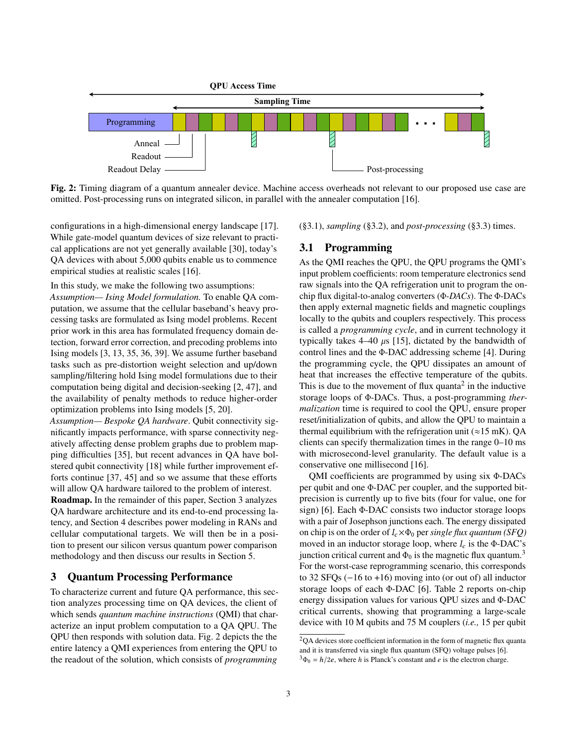**Fig. 2:** Timing diagram of a quantum annealer device. Machine access overheads not relevant to our proposed use case are omitted. Post-processing runs on integrated silicon, in parallel with the annealer computation [16].

configurations in a high-dimensional energy landscape [17]. While gate-model quantum devices of size relevant to practical applications are not yet generally available [30], today's QA devices with about 5,000 qubits enable us to commence empirical studies at realistic scales [16].

In this study, we make the following two assumptions:

*Assumption— Ising Model formulation.* To enable QA computation, we assume that the cellular baseband's heavy processing tasks are formulated as Ising model problems. Recent prior work in this area has formulated frequency domain detection, forward error correction, and precoding problems into Ising models [3, 13, 35, 36, 39]. We assume further baseband tasks such as pre-distortion weight selection and up/down sampling/filtering hold Ising model formulations due to their computation being digital and decision-seeking [2, 47], and the availability of penalty methods to reduce higher-order optimization problems into Ising models [5, 20].

*Assumption— Bespoke QA hardware*. Qubit connectivity significantly impacts performance, with sparse connectivity negatively affecting dense problem graphs due to problem mapping difficulties [35], but recent advances in QA have bolstered qubit connectivity [18] while further improvement efforts continue [37, 45] and so we assume that these efforts will allow QA hardware tailored to the problem of interest.

**Roadmap.** In the remainder of this paper, Section 3 analyzes QA hardware architecture and its end-to-end processing latency, and Section 4 describes power modeling in RANs and cellular computational targets. We will then be in a position to present our silicon versus quantum power comparison methodology and then discuss our results in Section 5.

## 3 Quantum Processing Performance

To characterize current and future QA performance, this section analyzes processing time on QA devices, the client of which sends *quantum machine instructions* (QMI) that characterize an input problem computation to a QA QPU. The QPU then responds with solution data. Fig. 2 depicts the the entire latency a QMI experiences from entering the QPU to the readout of the solution, which consists of *programming* (§3.1), *sampling* (§3.2), and *post-processing* (§3.3) times.

### 3.1 Programming

As the QMI reaches the QPU, the QPU programs the QMI's input problem coefficients: room temperature electronics send raw signals into the QA refrigeration unit to program the on-chip flux digital-to-analog converters ($\Phi$-*DACs*). The $\Phi$-DACs then apply external magnetic fields and magnetic couplings locally to the qubits and couplers respectively. This process is called a *programming cycle*, and in current technology it typically takes 4–40 $\mu$s [15], dictated by the bandwidth of control lines and the $\Phi$-DAC addressing scheme [4]. During the programming cycle, the QPU dissipates an amount of heat that increases the effective temperature of the qubits. This is due to the movement of flux quanta[2] in the inductive storage loops of $\Phi$-DACs. Thus, a post-programming *thermalization* time is required to cool the QPU, ensure proper reset/initialization of qubits, and allow the QPU to maintain a thermal equilibrium with the refrigeration unit ($\approx$15 mK). QA clients can specify thermalization times in the range 0–10 ms with microsecond-level granularity. The default value is a conservative one millisecond [16].

QMI coefficients are programmed by using six $\Phi$-DACs per qubit and one $\Phi$-DAC per coupler, and the supported bit-precision is currently up to five bits (four for value, one for sign) [6]. Each $\Phi$-DAC consists two inductor storage loops with a pair of Josephson junctions each. The energy dissipated on chip is on the order of $I_c \times \Phi_0$ per *single flux quantum (SFQ)* moved in an inductor storage loop, where $I_c$ is the $\Phi$-DAC's junction critical current and $\Phi_0$ is the magnetic flux quantum.[3] For the worst-case reprogramming scenario, this corresponds to 32 SFQs (−16 to +16) moving into (or out of) all inductor storage loops of each $\Phi$-DAC [6]. Table 2 reports on-chip energy dissipation values for various QPU sizes and $\Phi$-DAC critical currents, showing that programming a large-scale device with 10 M qubits and 75 M couplers (*i.e.,* 15 per qubit

[2] QA devices store coefficient information in the form of magnetic flux quanta and it is transferred via single flux quantum (SFQ) voltage pulses [6].

[3] $\Phi_0 = h/2e$, where $h$ is Planck's constant and $e$ is the electron charge.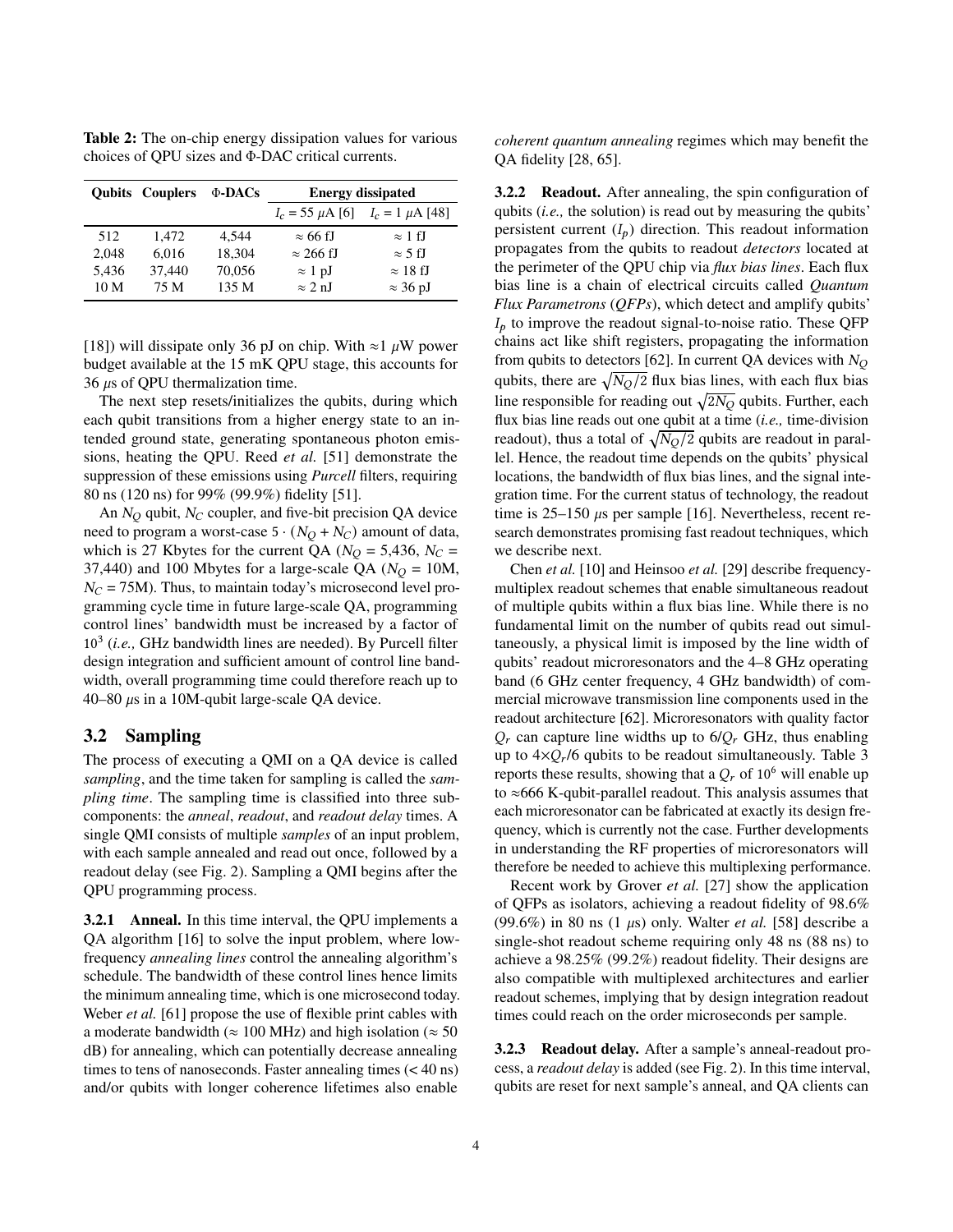**Table 2:** The on-chip energy dissipation values for various choices of QPU sizes and Φ-DAC critical currents.

| Qubits | Couplers | Φ-DACs | Energy dissipated | |
|---|---|---|---|---|
| | | | $I_c$ = 55 $\mu$A [6] | $I_c$ = 1 $\mu$A [48] |
| 512 | 1,472 | 4,544 | ≈ 66 fJ | ≈ 1 fJ |
| 2,048 | 6,016 | 18,304 | ≈ 266 fJ | ≈ 5 fJ |
| 5,436 | 37,440 | 70,056 | ≈ 1 pJ | ≈ 18 fJ |
| 10 M | 75 M | 135 M | ≈ 2 nJ | ≈ 36 pJ |

[18]) will dissipate only 36 pJ on chip. With ≈1 $\mu$W power budget available at the 15 mK QPU stage, this accounts for 36 $\mu$s of QPU thermalization time.

The next step resets/initializes the qubits, during which each qubit transitions from a higher energy state to an intended ground state, generating spontaneous photon emissions, heating the QPU. Reed *et al.* [51] demonstrate the suppression of these emissions using *Purcell* filters, requiring 80 ns (120 ns) for 99% (99.9%) fidelity [51].

An $N_Q$ qubit, $N_C$ coupler, and five-bit precision QA device need to program a worst-case $5 \cdot (N_Q + N_C)$ amount of data, which is 27 Kbytes for the current QA ($N_Q$ = 5,436, $N_C$ = 37,440) and 100 Mbytes for a large-scale QA ($N_Q$ = 10M, $N_C$ = 75M). Thus, to maintain today's microsecond level programming cycle time in future large-scale QA, programming control lines' bandwidth must be increased by a factor of $10^3$ (*i.e.,* GHz bandwidth lines are needed). By Purcell filter design integration and sufficient amount of control line bandwidth, overall programming time could therefore reach up to 40–80 $\mu$s in a 10M-qubit large-scale QA device.

## 3.2 Sampling

The process of executing a QMI on a QA device is called *sampling*, and the time taken for sampling is called the *sampling time*. The sampling time is classified into three subcomponents: the *anneal*, *readout*, and *readout delay* times. A single QMI consists of multiple *samples* of an input problem, with each sample annealed and read out once, followed by a readout delay (see Fig. 2). Sampling a QMI begins after the QPU programming process.

**3.2.1 Anneal.** In this time interval, the QPU implements a QA algorithm [16] to solve the input problem, where low-frequency *annealing lines* control the annealing algorithm's schedule. The bandwidth of these control lines hence limits the minimum annealing time, which is one microsecond today. Weber *et al.* [61] propose the use of flexible print cables with a moderate bandwidth (≈ 100 MHz) and high isolation (≈ 50 dB) for annealing, which can potentially decrease annealing times to tens of nanoseconds. Faster annealing times (< 40 ns) and/or qubits with longer coherence lifetimes also enable *coherent quantum annealing* regimes which may benefit the QA fidelity [28, 65].

**3.2.2 Readout.** After annealing, the spin configuration of qubits (*i.e.,* the solution) is read out by measuring the qubits' persistent current ($I_p$) direction. This readout information propagates from the qubits to readout *detectors* located at the perimeter of the QPU chip via *flux bias lines*. Each flux bias line is a chain of electrical circuits called *Quantum Flux Parametrons* (*QFPs*), which detect and amplify qubits' $I_p$ to improve the readout signal-to-noise ratio. These QFP chains act like shift registers, propagating the information from qubits to detectors [62]. In current QA devices with $N_Q$ qubits, there are $\sqrt{N_Q/2}$ flux bias lines, with each flux bias line responsible for reading out $\sqrt{2N_Q}$ qubits. Further, each flux bias line reads out one qubit at a time (*i.e.,* time-division readout), thus a total of $\sqrt{N_Q/2}$ qubits are readout in parallel. Hence, the readout time depends on the qubits' physical locations, the bandwidth of flux bias lines, and the signal integration time. For the current status of technology, the readout time is 25–150 $\mu$s per sample [16]. Nevertheless, recent research demonstrates promising fast readout techniques, which we describe next.

Chen *et al.* [10] and Heinsoo *et al.* [29] describe frequency-multiplex readout schemes that enable simultaneous readout of multiple qubits within a flux bias line. While there is no fundamental limit on the number of qubits read out simultaneously, a physical limit is imposed by the line width of qubits' readout microresonators and the 4–8 GHz operating band (6 GHz center frequency, 4 GHz bandwidth) of commercial microwave transmission line components used in the readout architecture [62]. Microresonators with quality factor $Q_r$ can capture line widths up to $6/Q_r$ GHz, thus enabling up to $4 \times Q_r/6$ qubits to be readout simultaneously. Table 3 reports these results, showing that a $Q_r$ of $10^6$ will enable up to ≈666 K-qubit-parallel readout. This analysis assumes that each microresonator can be fabricated at exactly its design frequency, which is currently not the case. Further developments in understanding the RF properties of microresonators will therefore be needed to achieve this multiplexing performance.

Recent work by Grover *et al.* [27] show the application of QFPs as isolators, achieving a readout fidelity of 98.6% (99.6%) in 80 ns (1 $\mu$s) only. Walter *et al.* [58] describe a single-shot readout scheme requiring only 48 ns (88 ns) to achieve a 98.25% (99.2%) readout fidelity. Their designs are also compatible with multiplexed architectures and earlier readout schemes, implying that by design integration readout times could reach on the order microseconds per sample.

**3.2.3 Readout delay.** After a sample's anneal-readout process, a *readout delay* is added (see Fig. 2). In this time interval, qubits are reset for next sample's anneal, and QA clients can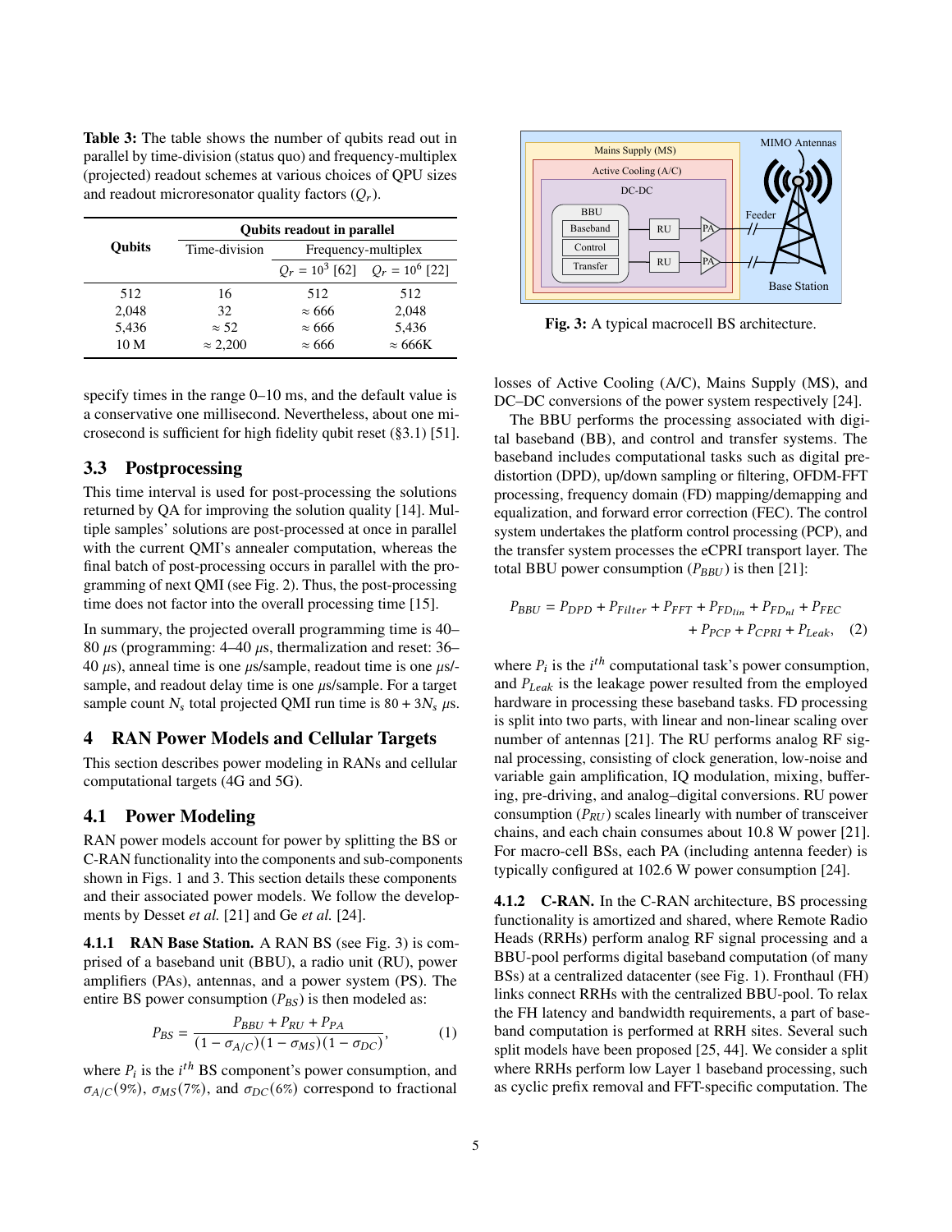**Table 3:** The table shows the number of qubits read out in parallel by time-division (status quo) and frequency-multiplex (projected) readout schemes at various choices of QPU sizes and readout microresonator quality factors ($Q_r$).

| Qubits | Qubits readout in parallel | | |
|---|---|---|---|
| | Time-division | Frequency-multiplex | |
| | | $Q_r = 10^3$ [62] | $Q_r = 10^6$ [22] |
| 512 | 16 | 512 | 512 |
| 2,048 | 32 | ≈ 666 | 2,048 |
| 5,436 | ≈ 52 | ≈ 666 | 5,436 |
| 10 M | ≈ 2,200 | ≈ 666 | ≈ 666K |

specify times in the range 0–10 ms, and the default value is a conservative one millisecond. Nevertheless, about one microsecond is sufficient for high fidelity qubit reset (§3.1) [51].

## 3.3 Postprocessing

This time interval is used for post-processing the solutions returned by QA for improving the solution quality [14]. Multiple samples' solutions are post-processed at once in parallel with the current QMI's annealer computation, whereas the final batch of post-processing occurs in parallel with the programming of next QMI (see Fig. 2). Thus, the post-processing time does not factor into the overall processing time [15].

In summary, the projected overall programming time is 40–80 $\mu$s (programming: 4–40 $\mu$s, thermalization and reset: 36–40 $\mu$s), anneal time is one $\mu$s/sample, readout time is one $\mu$s/sample, and readout delay time is one $\mu$s/sample. For a target sample count $N_s$ total projected QMI run time is $80 + 3N_s$ $\mu$s.

# 4 RAN Power Models and Cellular Targets

This section describes power modeling in RANs and cellular computational targets (4G and 5G).

## 4.1 Power Modeling

RAN power models account for power by splitting the BS or C-RAN functionality into the components and sub-components shown in Figs. 1 and 3. This section details these components and their associated power models. We follow the developments by Desset *et al.* [21] and Ge *et al.* [24].

**4.1.1 RAN Base Station.** A RAN BS (see Fig. 3) is comprised of a baseband unit (BBU), a radio unit (RU), power amplifiers (PAs), antennas, and a power system (PS). The entire BS power consumption ($P_{BS}$) is then modeled as:

$$P_{BS} = \frac{P_{BBU} + P_{RU} + P_{PA}}{(1 - \sigma_{A/C})(1 - \sigma_{MS})(1 - \sigma_{DC})}, \quad (1)$$

where $P_i$ is the $i^{th}$ BS component's power consumption, and $\sigma_{A/C}(9\%)$, $\sigma_{MS}(7\%)$, and $\sigma_{DC}(6\%)$ correspond to fractional losses of Active Cooling (A/C), Mains Supply (MS), and DC–DC conversions of the power system respectively [24].

**Fig. 3:** A typical macrocell BS architecture.

The BBU performs the processing associated with digital baseband (BB), and control and transfer systems. The baseband includes computational tasks such as digital predistortion (DPD), up/down sampling or filtering, OFDM-FFT processing, frequency domain (FD) mapping/demapping and equalization, and forward error correction (FEC). The control system undertakes the platform control processing (PCP), and the transfer system processes the eCPRI transport layer. The total BBU power consumption ($P_{BBU}$) is then [21]:

$$P_{BBU} = P_{DPD} + P_{Filter} + P_{FFT} + P_{FD_{lin}} + P_{FD_{nl}} + P_{FEC} + P_{PCP} + P_{CPRI} + P_{Leak}, \quad (2)$$

where $P_i$ is the $i^{th}$ computational task's power consumption, and $P_{Leak}$ is the leakage power resulted from the employed hardware in processing these baseband tasks. FD processing is split into two parts, with linear and non-linear scaling over number of antennas [21]. The RU performs analog RF signal processing, consisting of clock generation, low-noise and variable gain amplification, IQ modulation, mixing, buffering, pre-driving, and analog–digital conversions. RU power consumption ($P_{RU}$) scales linearly with number of transceiver chains, and each chain consumes about 10.8 W power [21]. For macro-cell BSs, each PA (including antenna feeder) is typically configured at 102.6 W power consumption [24].

**4.1.2 C-RAN.** In the C-RAN architecture, BS processing functionality is amortized and shared, where Remote Radio Heads (RRHs) perform analog RF signal processing and a BBU-pool performs digital baseband computation (of many BSs) at a centralized datacenter (see Fig. 1). Fronthaul (FH) links connect RRHs with the centralized BBU-pool. To relax the FH latency and bandwidth requirements, a part of baseband computation is performed at RRH sites. Several such split models have been proposed [25, 44]. We consider a split where RRHs perform low Layer 1 baseband processing, such as cyclic prefix removal and FFT-specific computation. The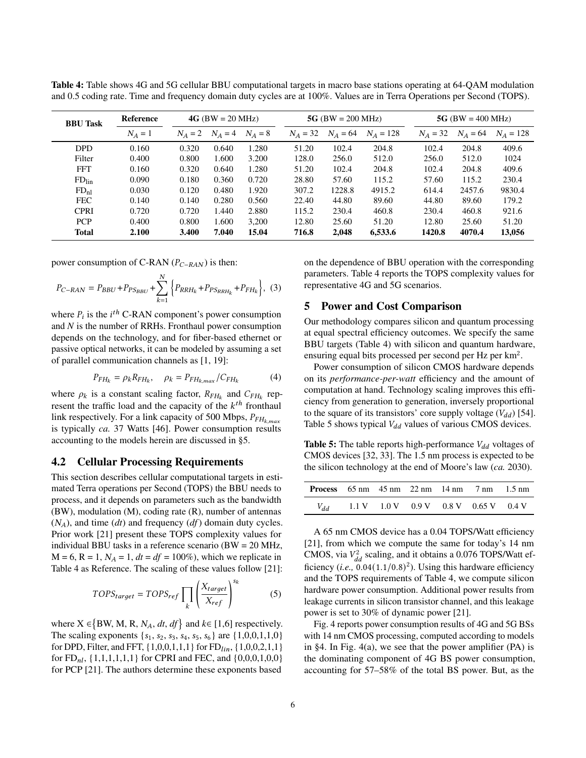**Table 4:** Table shows 4G and 5G cellular BBU computational targets in macro base stations operating at 64-QAM modulation and 0.5 coding rate. Time and frequency domain duty cycles are at 100%. Values are in Terra Operations per Second (TOPS).

| BBU Task | Reference | **4G** (BW = 20 MHz) | | | **5G** (BW = 200 MHz) | | | **5G** (BW = 400 MHz) | | |
|---|---|---|---|---|---|---|---|---|---|---|
| | $N_A = 1$ | $N_A = 2$ | $N_A = 4$ | $N_A = 8$ | $N_A = 32$ | $N_A = 64$ | $N_A = 128$ | $N_A = 32$ | $N_A = 64$ | $N_A = 128$ |
| DPD | 0.160 | 0.320 | 0.640 | 1.280 | 51.20 | 102.4 | 204.8 | 102.4 | 204.8 | 409.6 |
| Filter | 0.400 | 0.800 | 1.600 | 3.200 | 128.0 | 256.0 | 512.0 | 256.0 | 512.0 | 1024 |
| FFT | 0.160 | 0.320 | 0.640 | 1.280 | 51.20 | 102.4 | 204.8 | 102.4 | 204.8 | 409.6 |
| $\text{FD}_{\text{lin}}$ | 0.090 | 0.180 | 0.360 | 0.720 | 28.80 | 57.60 | 115.2 | 57.60 | 115.2 | 230.4 |
| $\text{FD}_{\text{nl}}$ | 0.030 | 0.120 | 0.480 | 1.920 | 307.2 | 1228.8 | 4915.2 | 614.4 | 2457.6 | 9830.4 |
| FEC | 0.140 | 0.140 | 0.280 | 0.560 | 22.40 | 44.80 | 89.60 | 44.80 | 89.60 | 179.2 |
| CPRI | 0.720 | 0.720 | 1.440 | 2.880 | 115.2 | 230.4 | 460.8 | 230.4 | 460.8 | 921.6 |
| PCP | 0.400 | 0.800 | 1.600 | 3,200 | 12.80 | 25.60 | 51.20 | 12.80 | 25.60 | 51.20 |
| **Total** | **2.100** | **3.400** | **7.040** | **15.04** | **716.8** | **2,048** | **6,533.6** | **1420.8** | **4070.4** | **13,056** |

power consumption of C-RAN ($P_{C-RAN}$) is then:

$$P_{C-RAN} = P_{BBU} + P_{PS_{BBU}} + \sum_{k=1}^{N} \Big\{ P_{RRH_k} + P_{PS_{RRH_k}} + P_{FH_k} \Big\}, \quad (3)$$

where $P_i$ is the $i^{th}$ C-RAN component's power consumption and $N$ is the number of RRHs. Fronthaul power consumption depends on the technology, and for fiber-based ethernet or passive optical networks, it can be modeled by assuming a set of parallel communication channels as [1, 19]:

$$P_{FH_k} = \rho_k R_{FH_k}, \quad \rho_k = P_{FH_{k,max}} / C_{FH_k} \quad (4)$$

where $\rho_k$ is a constant scaling factor, $R_{FH_k}$ and $C_{FH_k}$ represent the traffic load and the capacity of the $k^{th}$ fronthaul link respectively. For a link capacity of 500 Mbps, $P_{FH_{k,max}}$ is typically *ca.* 37 Watts [46]. Power consumption results accounting to the models herein are discussed in §5.

## 4.2 Cellular Processing Requirements

This section describes cellular computational targets in estimated Terra operations per Second (TOPS) the BBU needs to process, and it depends on parameters such as the bandwidth (BW), modulation (M), coding rate (R), number of antennas ($N_A$), and time ($dt$) and frequency ($df$) domain duty cycles. Prior work [21] present these TOPS complexity values for individual BBU tasks in a reference scenario (BW = 20 MHz, M = 6, R = 1, $N_A = 1$, $dt = df = 100\%$), which we replicate in Table 4 as Reference. The scaling of these values follow [21]:

$$TOPS_{target} = TOPS_{ref} \prod_k \left( \frac{X_{target}}{X_{ref}} \right)^{s_k} \quad (5)$$

where X $\in \{$BW, M, R, $N_A$, $dt$, $df\}$ and $k \in [1,6]$ respectively. The scaling exponents $\{s_1, s_2, s_3, s_4, s_5, s_6\}$ are $\{1,0,0,1,1,0\}$ for DPD, Filter, and FFT, $\{1,0,0,1,1,1\}$ for $\text{FD}_{lin}$, $\{1,0,0,2,1,1\}$ for $\text{FD}_{nl}$, $\{1,1,1,1,1,1\}$ for CPRI and FEC, and $\{0,0,0,1,0,0\}$ for PCP [21]. The authors determine these exponents based on the dependence of BBU operation with the corresponding parameters. Table 4 reports the TOPS complexity values for representative 4G and 5G scenarios.

# 5 Power and Cost Comparison

Our methodology compares silicon and quantum processing at equal spectral efficiency outcomes. We specify the same BBU targets (Table 4) with silicon and quantum hardware, ensuring equal bits processed per second per Hz per km$^2$.

Power consumption of silicon CMOS hardware depends on its *performance-per-watt* efficiency and the amount of computation at hand. Technology scaling improves this efficiency from generation to generation, inversely proportional to the square of its transistors' core supply voltage ($V_{dd}$) [54]. Table 5 shows typical $V_{dd}$ values of various CMOS devices.

**Table 5:** The table reports high-performance $V_{dd}$ voltages of CMOS devices [32, 33]. The 1.5 nm process is expected to be the silicon technology at the end of Moore's law (*ca.* 2030).

| **Process** | 65 nm | 45 nm | 22 nm | 14 nm | 7 nm | 1.5 nm |
|---|---|---|---|---|---|---|
| $V_{dd}$ | 1.1 V | 1.0 V | 0.9 V | 0.8 V | 0.65 V | 0.4 V |

A 65 nm CMOS device has a 0.04 TOPS/Watt efficiency [21], from which we compute the same for today's 14 nm CMOS, via $V_{dd}^2$ scaling, and it obtains a 0.076 TOPS/Watt efficiency (*i.e.,* $0.04(1.1/0.8)^2$). Using this hardware efficiency and the TOPS requirements of Table 4, we compute silicon hardware power consumption. Additional power results from leakage currents in silicon transistor channel, and this leakage power is set to 30% of dynamic power [21].

Fig. 4 reports power consumption results of 4G and 5G BSs with 14 nm CMOS processing, computed according to models in §4. In Fig. 4(a), we see that the power amplifier (PA) is the dominating component of 4G BS power consumption, accounting for 57–58% of the total BS power. But, as the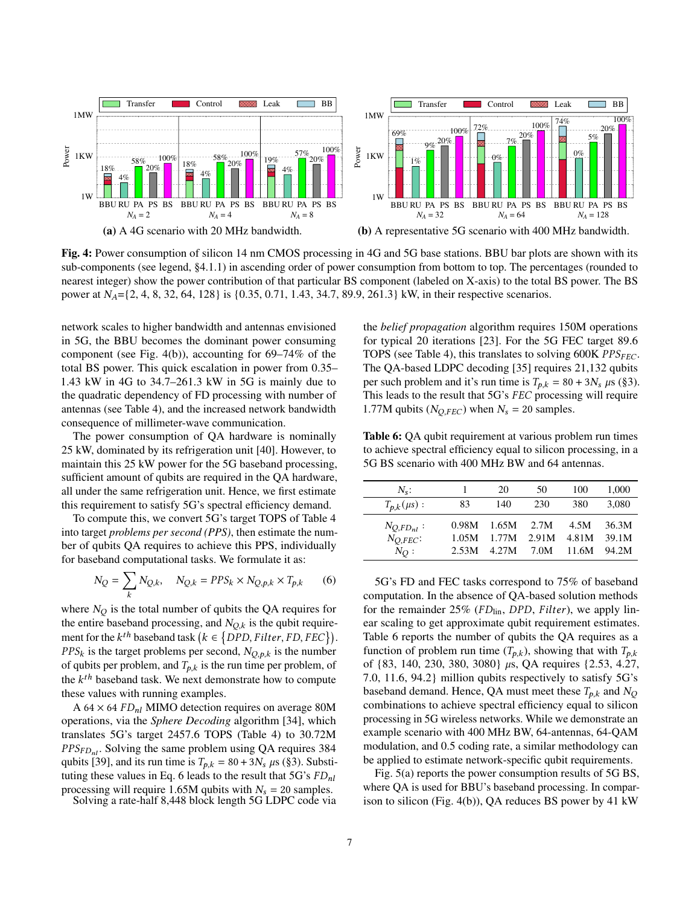**(a)** A 4G scenario with 20 MHz bandwidth. **(b)** A representative 5G scenario with 400 MHz bandwidth.

**Fig. 4:** Power consumption of silicon 14 nm CMOS processing in 4G and 5G base stations. BBU bar plots are shown with its sub-components (see legend, §4.1.1) in ascending order of power consumption from bottom to top. The percentages (rounded to nearest integer) show the power contribution of that particular BS component (labeled on X-axis) to the total BS power. The BS power at $N_A$={2, 4, 8, 32, 64, 128} is {0.35, 0.71, 1.43, 34.7, 89.9, 261.3} kW, in their respective scenarios.

network scales to higher bandwidth and antennas envisioned in 5G, the BBU becomes the dominant power consuming component (see Fig. 4(b)), accounting for 69–74% of the total BS power. This quick escalation in power from 0.35–1.43 kW in 4G to 34.7–261.3 kW in 5G is mainly due to the quadratic dependency of FD processing with number of antennas (see Table 4), and the increased network bandwidth consequence of millimeter-wave communication.

The power consumption of QA hardware is nominally 25 kW, dominated by its refrigeration unit [40]. However, to maintain this 25 kW power for the 5G baseband processing, sufficient amount of qubits are required in the QA hardware, all under the same refrigeration unit. Hence, we first estimate this requirement to satisfy 5G's spectral efficiency demand.

To compute this, we convert 5G's target TOPS of Table 4 into target *problems per second (PPS)*, then estimate the number of qubits QA requires to achieve this PPS, individually for baseband computational tasks. We formulate it as:

$$N_Q = \sum_k N_{Q,k}, \quad N_{Q,k} = PPS_k \times N_{Q,p,k} \times T_{p,k} \tag{6}$$

where $N_Q$ is the total number of qubits the QA requires for the entire baseband processing, and $N_{Q,k}$ is the qubit requirement for the $k^{th}$ baseband task $\left(k \in \{DPD, Filter, FD, FEC\}\right)$. $PPS_k$ is the target problems per second, $N_{Q,p,k}$ is the number of qubits per problem, and $T_{p,k}$ is the run time per problem, of the $k^{th}$ baseband task. We next demonstrate how to compute these values with running examples.

A $64 \times 64$ $FD_{nl}$ MIMO detection requires on average 80M operations, via the *Sphere Decoding* algorithm [34], which translates 5G's target 2457.6 TOPS (Table 4) to 30.72M $PPS_{FD_{nl}}$. Solving the same problem using QA requires 384 qubits [39], and its run time is $T_{p,k} = 80 + 3N_s$ $\mu$s (§3). Substituting these values in Eq. 6 leads to the result that 5G's $FD_{nl}$ processing will require 1.65M qubits with $N_s = 20$ samples.

Solving a rate-half 8,448 block length 5G LDPC code via the *belief propagation* algorithm requires 150M operations for typical 20 iterations [23]. For the 5G FEC target 89.6 TOPS (see Table 4), this translates to solving 600K $PPS_{FEC}$. The QA-based LDPC decoding [35] requires 21,132 qubits per such problem and it's run time is $T_{p,k} = 80 + 3N_s$ $\mu$s (§3). This leads to the result that 5G's $FEC$ processing will require 1.77M qubits ($N_{Q,FEC}$) when $N_s = 20$ samples.

**Table 6:** QA qubit requirement at various problem run times to achieve spectral efficiency equal to silicon processing, in a 5G BS scenario with 400 MHz BW and 64 antennas.

| $N_s$: | 1 | 20 | 50 | 100 | 1,000 |
|---|---|---|---|---|---|
| $T_{p,k}(\mu s)$ : | 83 | 140 | 230 | 380 | 3,080 |
| $N_{Q,FD_{nl}}$ : | 0.98M | 1.65M | 2.7M | 4.5M | 36.3M |
| $N_{Q,FEC}$: | 1.05M | 1.77M | 2.91M | 4.81M | 39.1M |
| $N_Q$ : | 2.53M | 4.27M | 7.0M | 11.6M | 94.2M |

5G's FD and FEC tasks correspond to 75% of baseband computation. In the absence of QA-based solution methods for the remainder 25% ($FD_{\text{lin}}$, $DPD$, $Filter$), we apply linear scaling to get approximate qubit requirement estimates. Table 6 reports the number of qubits the QA requires as a function of problem run time ($T_{p,k}$), showing that with $T_{p,k}$ of {83, 140, 230, 380, 3080} $\mu$s, QA requires {2.53, 4.27, 7.0, 11.6, 94.2} million qubits respectively to satisfy 5G's baseband demand. Hence, QA must meet these $T_{p,k}$ and $N_Q$ combinations to achieve spectral efficiency equal to silicon processing in 5G wireless networks. While we demonstrate an example scenario with 400 MHz BW, 64-antennas, 64-QAM modulation, and 0.5 coding rate, a similar methodology can be applied to estimate network-specific qubit requirements.

Fig. 5(a) reports the power consumption results of 5G BS, where QA is used for BBU's baseband processing. In comparison to silicon (Fig. 4(b)), QA reduces BS power by 41 kW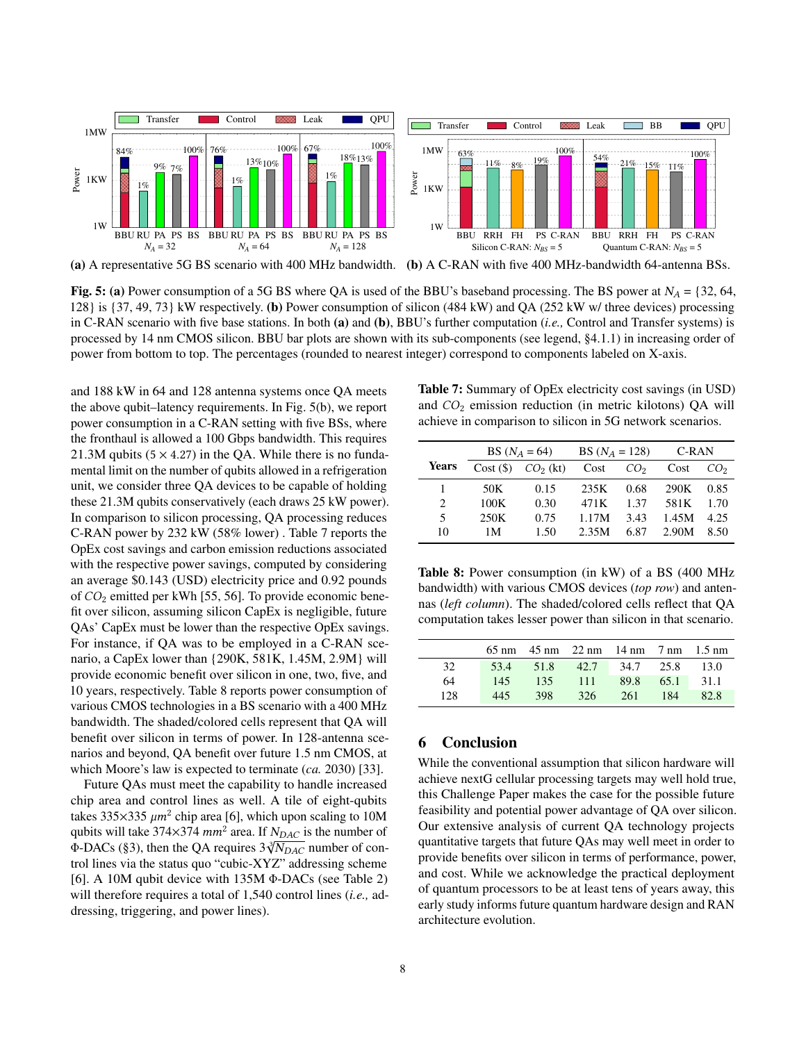**(a)** A representative 5G BS scenario with 400 MHz bandwidth. **(b)** A C-RAN with five 400 MHz-bandwidth 64-antenna BSs.

**Fig. 5: (a)** Power consumption of a 5G BS where QA is used of the BBU's baseband processing. The BS power at $N_A$ = {32, 64, 128} is {37, 49, 73} kW respectively. **(b)** Power consumption of silicon (484 kW) and QA (252 kW w/ three devices) processing in C-RAN scenario with five base stations. In both **(a)** and **(b)**, BBU's further computation (*i.e.,* Control and Transfer systems) is processed by 14 nm CMOS silicon. BBU bar plots are shown with its sub-components (see legend, §4.1.1) in increasing order of power from bottom to top. The percentages (rounded to nearest integer) correspond to components labeled on X-axis.

and 188 kW in 64 and 128 antenna systems once QA meets the above qubit–latency requirements. In Fig. 5(b), we report power consumption in a C-RAN setting with five BSs, where the fronthaul is allowed a 100 Gbps bandwidth. This requires 21.3M qubits (5 × 4.27) in the QA. While there is no fundamental limit on the number of qubits allowed in a refrigeration unit, we consider three QA devices to be capable of holding these 21.3M qubits conservatively (each draws 25 kW power). In comparison to silicon processing, QA processing reduces C-RAN power by 232 kW (58% lower) . Table 7 reports the OpEx cost savings and carbon emission reductions associated with the respective power savings, computed by considering an average \$0.143 (USD) electricity price and 0.92 pounds of $CO_2$ emitted per kWh [55, 56]. To provide economic benefit over silicon, assuming silicon CapEx is negligible, future QAs' CapEx must be lower than the respective OpEx savings. For instance, if QA was to be employed in a C-RAN scenario, a CapEx lower than {290K, 581K, 1.45M, 2.9M} will provide economic benefit over silicon in one, two, five, and 10 years, respectively. Table 8 reports power consumption of various CMOS technologies in a BS scenario with a 400 MHz bandwidth. The shaded/colored cells represent that QA will benefit over silicon in terms of power. In 128-antenna scenarios and beyond, QA benefit over future 1.5 nm CMOS, at which Moore's law is expected to terminate (*ca.* 2030) [33].

Future QAs must meet the capability to handle increased chip area and control lines as well. A tile of eight-qubits takes 335×335 $\mu m^2$ chip area [6], which upon scaling to 10M qubits will take 374×374 $mm^2$ area. If $N_{DAC}$ is the number of Φ-DACs (§3), then the QA requires $3\sqrt[3]{N_{DAC}}$ number of control lines via the status quo "cubic-XYZ" addressing scheme [6]. A 10M qubit device with 135M Φ-DACs (see Table 2) will therefore requires a total of 1,540 control lines (*i.e.,* addressing, triggering, and power lines).

**Table 7:** Summary of OpEx electricity cost savings (in USD) and $CO_2$ emission reduction (in metric kilotons) QA will achieve in comparison to silicon in 5G network scenarios.

| Years | BS ($N_A$ = 64) | | BS ($N_A$ = 128) | | C-RAN | |
|---|---|---|---|---|---|---|
| | Cost (\$) | $CO_2$ (kt) | Cost | $CO_2$ | Cost | $CO_2$ |
| 1 | 50K | 0.15 | 235K | 0.68 | 290K | 0.85 |
| 2 | 100K | 0.30 | 471K | 1.37 | 581K | 1.70 |
| 5 | 250K | 0.75 | 1.17M | 3.43 | 1.45M | 4.25 |
| 10 | 1M | 1.50 | 2.35M | 6.87 | 2.90M | 8.50 |

**Table 8:** Power consumption (in kW) of a BS (400 MHz bandwidth) with various CMOS devices (*top row*) and antennas (*left column*). The shaded/colored cells reflect that QA computation takes lesser power than silicon in that scenario.

| | 65 nm | 45 nm | 22 nm | 14 nm | 7 nm | 1.5 nm |
|---|---|---|---|---|---|---|
| 32 | 53.4 | 51.8 | 42.7 | 34.7 | 25.8 | 13.0 |
| 64 | 145 | 135 | 111 | 89.8 | 65.1 | 31.1 |
| 128 | 445 | 398 | 326 | 261 | 184 | 82.8 |

## 6 Conclusion

While the conventional assumption that silicon hardware will achieve nextG cellular processing targets may well hold true, this Challenge Paper makes the case for the possible future feasibility and potential power advantage of QA over silicon. Our extensive analysis of current QA technology projects quantitative targets that future QAs may well meet in order to provide benefits over silicon in terms of performance, power, and cost. While we acknowledge the practical deployment of quantum processors to be at least tens of years away, this early study informs future quantum hardware design and RAN architecture evolution.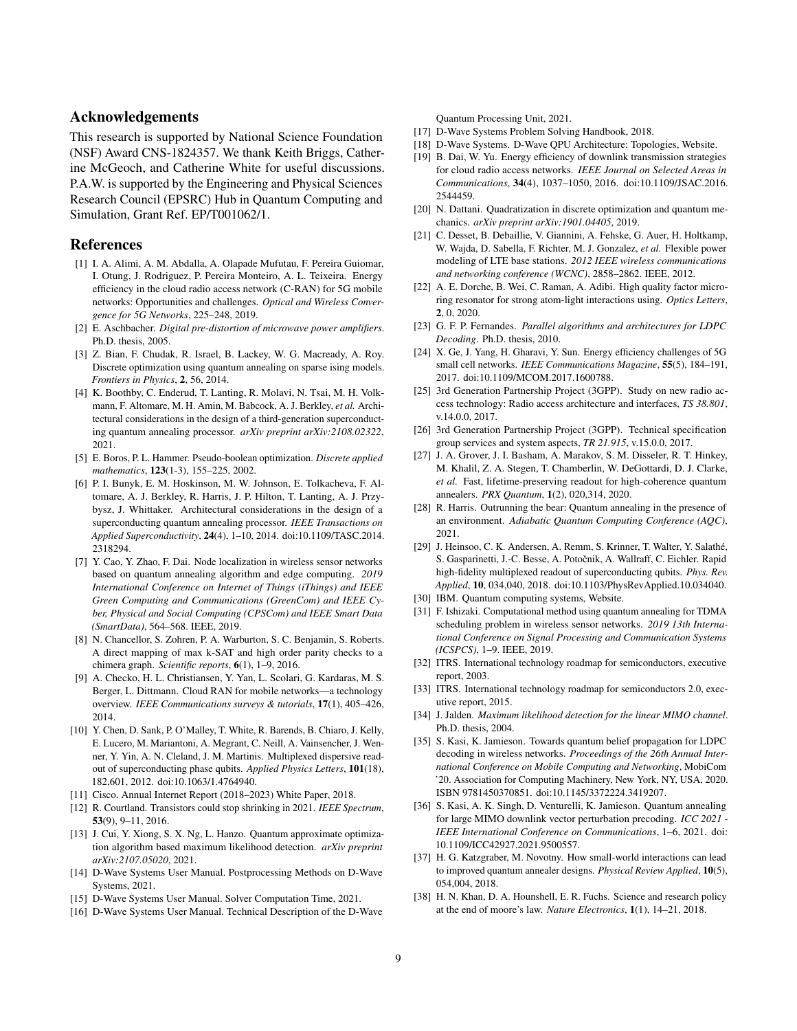## Acknowledgements

This research is supported by National Science Foundation (NSF) Award CNS-1824357. We thank Keith Briggs, Catherine McGeoch, and Catherine White for useful discussions. P.A.W. is supported by the Engineering and Physical Sciences Research Council (EPSRC) Hub in Quantum Computing and Simulation, Grant Ref. EP/T001062/1.

## References

[1] I. A. Alimi, A. M. Abdalla, A. Olapade Mufutau, F. Pereira Guiomar, I. Otung, J. Rodriguez, P. Pereira Monteiro, A. L. Teixeira. Energy efficiency in the cloud radio access network (C-RAN) for 5G mobile networks: Opportunities and challenges. *Optical and Wireless Convergence for 5G Networks*, 225–248, 2019.

[2] E. Aschbacher. *Digital pre-distortion of microwave power amplifiers*. Ph.D. thesis, 2005.

[3] Z. Bian, F. Chudak, R. Israel, B. Lackey, W. G. Macready, A. Roy. Discrete optimization using quantum annealing on sparse ising models. *Frontiers in Physics*, **2**, 56, 2014.

[4] K. Boothby, C. Enderud, T. Lanting, R. Molavi, N. Tsai, M. H. Volkmann, F. Altomare, M. H. Amin, M. Babcock, A. J. Berkley, *et al.* Architectural considerations in the design of a third-generation superconducting quantum annealing processor. *arXiv preprint arXiv:2108.02322*, 2021.

[5] E. Boros, P. L. Hammer. Pseudo-boolean optimization. *Discrete applied mathematics*, **123**(1-3), 155–225, 2002.

[6] P. I. Bunyk, E. M. Hoskinson, M. W. Johnson, E. Tolkacheva, F. Altomare, A. J. Berkley, R. Harris, J. P. Hilton, T. Lanting, A. J. Przybysz, J. Whittaker. Architectural considerations in the design of a superconducting quantum annealing processor. *IEEE Transactions on Applied Superconductivity*, **24**(4), 1–10, 2014. doi:10.1109/TASC.2014.2318294.

[7] Y. Cao, Y. Zhao, F. Dai. Node localization in wireless sensor networks based on quantum annealing algorithm and edge computing. *2019 International Conference on Internet of Things (iThings) and IEEE Green Computing and Communications (GreenCom) and IEEE Cyber, Physical and Social Computing (CPSCom) and IEEE Smart Data (SmartData)*, 564–568. IEEE, 2019.

[8] N. Chancellor, S. Zohren, P. A. Warburton, S. C. Benjamin, S. Roberts. A direct mapping of max k-SAT and high order parity checks to a chimera graph. *Scientific reports*, **6**(1), 1–9, 2016.

[9] A. Checko, H. L. Christiansen, Y. Yan, L. Scolari, G. Kardaras, M. S. Berger, L. Dittmann. Cloud RAN for mobile networks—a technology overview. *IEEE Communications surveys & tutorials*, **17**(1), 405–426, 2014.

[10] Y. Chen, D. Sank, P. O'Malley, T. White, R. Barends, B. Chiaro, J. Kelly, E. Lucero, M. Mariantoni, A. Megrant, C. Neill, A. Vainsencher, J. Wenner, Y. Yin, A. N. Cleland, J. M. Martinis. Multiplexed dispersive readout of superconducting phase qubits. *Applied Physics Letters*, **101**(18), 182,601, 2012. doi:10.1063/1.4764940.

[11] Cisco. Annual Internet Report (2018–2023) White Paper, 2018.

[12] R. Courtland. Transistors could stop shrinking in 2021. *IEEE Spectrum*, **53**(9), 9–11, 2016.

[13] J. Cui, Y. Xiong, S. X. Ng, L. Hanzo. Quantum approximate optimization algorithm based maximum likelihood detection. *arXiv preprint arXiv:2107.05020*, 2021.

[14] D-Wave Systems User Manual. Postprocessing Methods on D-Wave Systems, 2021.

[15] D-Wave Systems User Manual. Solver Computation Time, 2021.

[16] D-Wave Systems User Manual. Technical Description of the D-Wave Quantum Processing Unit, 2021.

[17] D-Wave Systems Problem Solving Handbook, 2018.

[18] D-Wave Systems. D-Wave QPU Architecture: Topologies, Website.

[19] B. Dai, W. Yu. Energy efficiency of downlink transmission strategies for cloud radio access networks. *IEEE Journal on Selected Areas in Communications*, **34**(4), 1037–1050, 2016. doi:10.1109/JSAC.2016.2544459.

[20] N. Dattani. Quadratization in discrete optimization and quantum mechanics. *arXiv preprint arXiv:1901.04405*, 2019.

[21] C. Desset, B. Debaillie, V. Giannini, A. Fehske, G. Auer, H. Holtkamp, W. Wajda, D. Sabella, F. Richter, M. J. Gonzalez, *et al.* Flexible power modeling of LTE base stations. *2012 IEEE wireless communications and networking conference (WCNC)*, 2858–2862. IEEE, 2012.

[22] A. E. Dorche, B. Wei, C. Raman, A. Adibi. High quality factor microring resonator for strong atom-light interactions using. *Optics Letters*, **2**, 0, 2020.

[23] G. F. P. Fernandes. *Parallel algorithms and architectures for LDPC Decoding*. Ph.D. thesis, 2010.

[24] X. Ge, J. Yang, H. Gharavi, Y. Sun. Energy efficiency challenges of 5G small cell networks. *IEEE Communications Magazine*, **55**(5), 184–191, 2017. doi:10.1109/MCOM.2017.1600788.

[25] 3rd Generation Partnership Project (3GPP). Study on new radio access technology: Radio access architecture and interfaces, *TS 38.801*, v.14.0.0, 2017.

[26] 3rd Generation Partnership Project (3GPP). Technical specification group services and system aspects, *TR 21.915*, v.15.0.0, 2017.

[27] J. A. Grover, J. I. Basham, A. Marakov, S. M. Disseler, R. T. Hinkey, M. Khalil, Z. A. Stegen, T. Chamberlin, W. DeGottardi, D. J. Clarke, *et al.* Fast, lifetime-preserving readout for high-coherence quantum annealers. *PRX Quantum*, **1**(2), 020,314, 2020.

[28] R. Harris. Outrunning the bear: Quantum annealing in the presence of an environment. *Adiabatic Quantum Computing Conference (AQC)*, 2021.

[29] J. Heinsoo, C. K. Andersen, A. Remm, S. Krinner, T. Walter, Y. Salathé, S. Gasparinetti, J.-C. Besse, A. Potočnik, A. Wallraff, C. Eichler. Rapid high-fidelity multiplexed readout of superconducting qubits. *Phys. Rev. Applied*, **10**, 034,040, 2018. doi:10.1103/PhysRevApplied.10.034040.

[30] IBM. Quantum computing systems, Website.

[31] F. Ishizaki. Computational method using quantum annealing for TDMA scheduling problem in wireless sensor networks. *2019 13th International Conference on Signal Processing and Communication Systems (ICSPCS)*, 1–9. IEEE, 2019.

[32] ITRS. International technology roadmap for semiconductors, executive report, 2003.

[33] ITRS. International technology roadmap for semiconductors 2.0, executive report, 2015.

[34] J. Jalden. *Maximum likelihood detection for the linear MIMO channel*. Ph.D. thesis, 2004.

[35] S. Kasi, K. Jamieson. Towards quantum belief propagation for LDPC decoding in wireless networks. *Proceedings of the 26th Annual International Conference on Mobile Computing and Networking*, MobiCom '20. Association for Computing Machinery, New York, NY, USA, 2020. ISBN 9781450370851. doi:10.1145/3372224.3419207.

[36] S. Kasi, A. K. Singh, D. Venturelli, K. Jamieson. Quantum annealing for large MIMO downlink vector perturbation precoding. *ICC 2021 - IEEE International Conference on Communications*, 1–6, 2021. doi:10.1109/ICC42927.2021.9500557.

[37] H. G. Katzgraber, M. Novotny. How small-world interactions can lead to improved quantum annealer designs. *Physical Review Applied*, **10**(5), 054,004, 2018.

[38] H. N. Khan, D. A. Hounshell, E. R. Fuchs. Science and research policy at the end of moore's law. *Nature Electronics*, **1**(1), 14–21, 2018.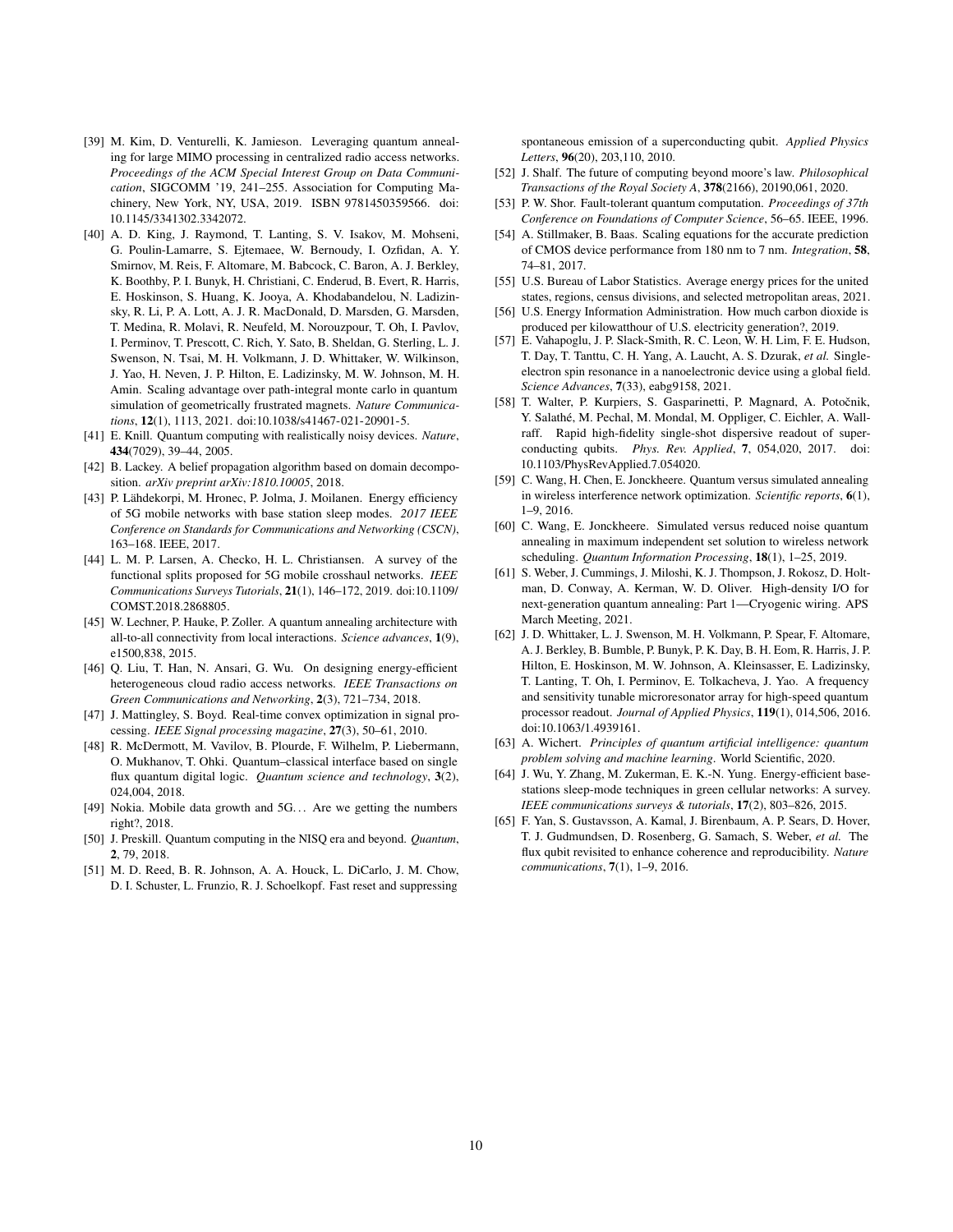[39] M. Kim, D. Venturelli, K. Jamieson. Leveraging quantum annealing for large MIMO processing in centralized radio access networks. *Proceedings of the ACM Special Interest Group on Data Communication*, SIGCOMM '19, 241–255. Association for Computing Machinery, New York, NY, USA, 2019. ISBN 9781450359566. doi: 10.1145/3341302.3342072.

[40] A. D. King, J. Raymond, T. Lanting, S. V. Isakov, M. Mohseni, G. Poulin-Lamarre, S. Ejtemaee, W. Bernoudy, I. Ozfidan, A. Y. Smirnov, M. Reis, F. Altomare, M. Babcock, C. Baron, A. J. Berkley, K. Boothby, P. I. Bunyk, H. Christiani, C. Enderud, B. Evert, R. Harris, E. Hoskinson, S. Huang, K. Jooya, A. Khodabandelou, N. Ladizinsky, R. Li, P. A. Lott, A. J. R. MacDonald, D. Marsden, G. Marsden, T. Medina, R. Molavi, R. Neufeld, M. Norouzpour, T. Oh, I. Pavlov, I. Perminov, T. Prescott, C. Rich, Y. Sato, B. Sheldan, G. Sterling, L. J. Swenson, N. Tsai, M. H. Volkmann, J. D. Whittaker, W. Wilkinson, J. Yao, H. Neven, J. P. Hilton, E. Ladizinsky, M. W. Johnson, M. H. Amin. Scaling advantage over path-integral monte carlo in quantum simulation of geometrically frustrated magnets. *Nature Communications*, **12**(1), 1113, 2021. doi:10.1038/s41467-021-20901-5.

[41] E. Knill. Quantum computing with realistically noisy devices. *Nature*, **434**(7029), 39–44, 2005.

[42] B. Lackey. A belief propagation algorithm based on domain decomposition. *arXiv preprint arXiv:1810.10005*, 2018.

[43] P. Lähdekorpi, M. Hronec, P. Jolma, J. Moilanen. Energy efficiency of 5G mobile networks with base station sleep modes. *2017 IEEE Conference on Standards for Communications and Networking (CSCN)*, 163–168. IEEE, 2017.

[44] L. M. P. Larsen, A. Checko, H. L. Christiansen. A survey of the functional splits proposed for 5G mobile crosshaul networks. *IEEE Communications Surveys Tutorials*, **21**(1), 146–172, 2019. doi:10.1109/COMST.2018.2868805.

[45] W. Lechner, P. Hauke, P. Zoller. A quantum annealing architecture with all-to-all connectivity from local interactions. *Science advances*, **1**(9), e1500,838, 2015.

[46] Q. Liu, T. Han, N. Ansari, G. Wu. On designing energy-efficient heterogeneous cloud radio access networks. *IEEE Transactions on Green Communications and Networking*, **2**(3), 721–734, 2018.

[47] J. Mattingley, S. Boyd. Real-time convex optimization in signal processing. *IEEE Signal processing magazine*, **27**(3), 50–61, 2010.

[48] R. McDermott, M. Vavilov, B. Plourde, F. Wilhelm, P. Liebermann, O. Mukhanov, T. Ohki. Quantum–classical interface based on single flux quantum digital logic. *Quantum science and technology*, **3**(2), 024,004, 2018.

[49] Nokia. Mobile data growth and 5G... Are we getting the numbers right?, 2018.

[50] J. Preskill. Quantum computing in the NISQ era and beyond. *Quantum*, **2**, 79, 2018.

[51] M. D. Reed, B. R. Johnson, A. A. Houck, L. DiCarlo, J. M. Chow, D. I. Schuster, L. Frunzio, R. J. Schoelkopf. Fast reset and suppressing spontaneous emission of a superconducting qubit. *Applied Physics Letters*, **96**(20), 203,110, 2010.

[52] J. Shalf. The future of computing beyond moore's law. *Philosophical Transactions of the Royal Society A*, **378**(2166), 20190,061, 2020.

[53] P. W. Shor. Fault-tolerant quantum computation. *Proceedings of 37th Conference on Foundations of Computer Science*, 56–65. IEEE, 1996.

[54] A. Stillmaker, B. Baas. Scaling equations for the accurate prediction of CMOS device performance from 180 nm to 7 nm. *Integration*, **58**, 74–81, 2017.

[55] U.S. Bureau of Labor Statistics. Average energy prices for the united states, regions, census divisions, and selected metropolitan areas, 2021.

[56] U.S. Energy Information Administration. How much carbon dioxide is produced per kilowatthour of U.S. electricity generation?, 2019.

[57] E. Vahapoglu, J. P. Slack-Smith, R. C. Leon, W. H. Lim, F. E. Hudson, T. Day, T. Tanttu, C. H. Yang, A. Laucht, A. S. Dzurak, *et al.* Single-electron spin resonance in a nanoelectronic device using a global field. *Science Advances*, **7**(33), eabg9158, 2021.

[58] T. Walter, P. Kurpiers, S. Gasparinetti, P. Magnard, A. Potočnik, Y. Salathé, M. Pechal, M. Mondal, M. Oppliger, C. Eichler, A. Wallraff. Rapid high-fidelity single-shot dispersive readout of superconducting qubits. *Phys. Rev. Applied*, **7**, 054,020, 2017. doi: 10.1103/PhysRevApplied.7.054020.

[59] C. Wang, H. Chen, E. Jonckheere. Quantum versus simulated annealing in wireless interference network optimization. *Scientific reports*, **6**(1), 1–9, 2016.

[60] C. Wang, E. Jonckheere. Simulated versus reduced noise quantum annealing in maximum independent set solution to wireless network scheduling. *Quantum Information Processing*, **18**(1), 1–25, 2019.

[61] S. Weber, J. Cummings, J. Miloshi, K. J. Thompson, J. Rokosz, D. Holtman, D. Conway, A. Kerman, W. D. Oliver. High-density I/O for next-generation quantum annealing: Part 1—Cryogenic wiring. APS March Meeting, 2021.

[62] J. D. Whittaker, L. J. Swenson, M. H. Volkmann, P. Spear, F. Altomare, A. J. Berkley, B. Bumble, P. Bunyk, P. K. Day, B. H. Eom, R. Harris, J. P. Hilton, E. Hoskinson, M. W. Johnson, A. Kleinsasser, E. Ladizinsky, T. Lanting, T. Oh, I. Perminov, E. Tolkacheva, J. Yao. A frequency and sensitivity tunable microresonator array for high-speed quantum processor readout. *Journal of Applied Physics*, **119**(1), 014,506, 2016. doi:10.1063/1.4939161.

[63] A. Wichert. *Principles of quantum artificial intelligence: quantum problem solving and machine learning*. World Scientific, 2020.

[64] J. Wu, Y. Zhang, M. Zukerman, E. K.-N. Yung. Energy-efficient base-stations sleep-mode techniques in green cellular networks: A survey. *IEEE communications surveys & tutorials*, **17**(2), 803–826, 2015.

[65] F. Yan, S. Gustavsson, A. Kamal, J. Birenbaum, A. P. Sears, D. Hover, T. J. Gudmundsen, D. Rosenberg, G. Samach, S. Weber, *et al.* The flux qubit revisited to enhance coherence and reproducibility. *Nature communications*, **7**(1), 1–9, 2016.